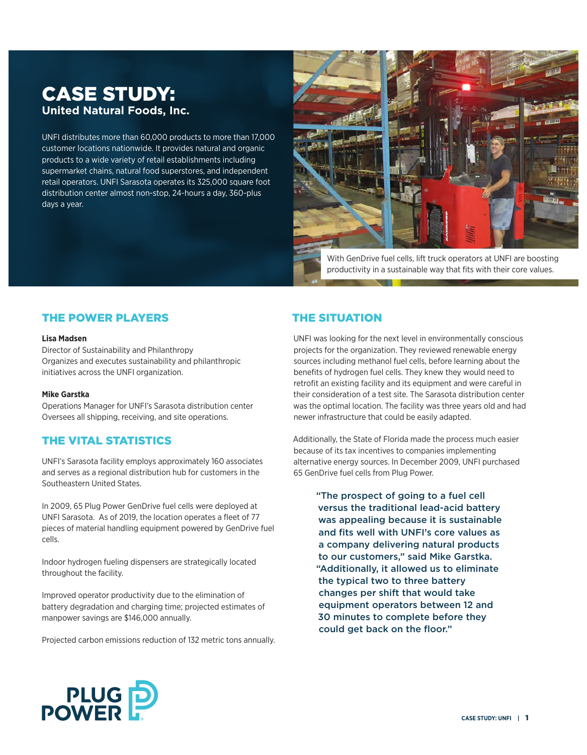# CASE STUDY:
## United Natural Foods, Inc.

UNFI distributes more than 60,000 products to more than 17,000 customer locations nationwide. It provides natural and organic products to a wide variety of retail establishments including supermarket chains, natural food superstores, and independent retail operators. UNFI Sarasota operates its 325,000 square foot distribution center almost non-stop, 24-hours a day, 360-plus days a year.

With GenDrive fuel cells, lift truck operators at UNFI are boosting productivity in a sustainable way that fits with their core values.

## THE POWER PLAYERS

**Lisa Madsen**
Director of Sustainability and Philanthropy
Organizes and executes sustainability and philanthropic initiatives across the UNFI organization.

**Mike Garstka**
Operations Manager for UNFI's Sarasota distribution center
Oversees all shipping, receiving, and site operations.

## THE VITAL STATISTICS

UNFI's Sarasota facility employs approximately 160 associates and serves as a regional distribution hub for customers in the Southeastern United States.

In 2009, 65 Plug Power GenDrive fuel cells were deployed at UNFI Sarasota. As of 2019, the location operates a fleet of 77 pieces of material handling equipment powered by GenDrive fuel cells.

Indoor hydrogen fueling dispensers are strategically located throughout the facility.

Improved operator productivity due to the elimination of battery degradation and charging time; projected estimates of manpower savings are $146,000 annually.

Projected carbon emissions reduction of 132 metric tons annually.

## THE SITUATION

UNFI was looking for the next level in environmentally conscious projects for the organization. They reviewed renewable energy sources including methanol fuel cells, before learning about the benefits of hydrogen fuel cells. They knew they would need to retrofit an existing facility and its equipment and were careful in their consideration of a test site. The Sarasota distribution center was the optimal location. The facility was three years old and had newer infrastructure that could be easily adapted.

Additionally, the State of Florida made the process much easier because of its tax incentives to companies implementing alternative energy sources. In December 2009, UNFI purchased 65 GenDrive fuel cells from Plug Power.

> "The prospect of going to a fuel cell versus the traditional lead-acid battery was appealing because it is sustainable and fits well with UNFI's core values as a company delivering natural products to our customers," said Mike Garstka. "Additionally, it allowed us to eliminate the typical two to three battery changes per shift that would take equipment operators between 12 and 30 minutes to complete before they could get back on the floor."

PLUG POWER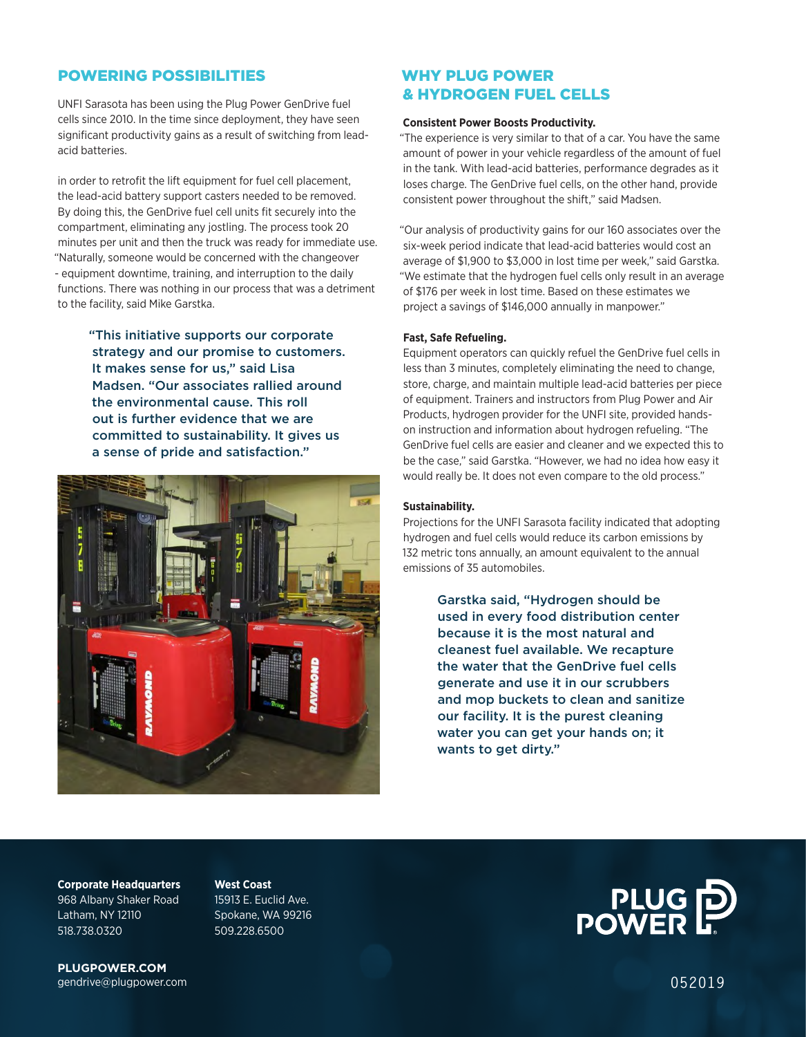## POWERING POSSIBILITIES

UNFI Sarasota has been using the Plug Power GenDrive fuel cells since 2010. In the time since deployment, they have seen significant productivity gains as a result of switching from lead-acid batteries.

in order to retrofit the lift equipment for fuel cell placement, the lead-acid battery support casters needed to be removed. By doing this, the GenDrive fuel cell units fit securely into the compartment, eliminating any jostling. The process took 20 minutes per unit and then the truck was ready for immediate use. "Naturally, someone would be concerned with the changeover - equipment downtime, training, and interruption to the daily functions. There was nothing in our process that was a detriment to the facility, said Mike Garstka.

"This initiative supports our corporate strategy and our promise to customers. It makes sense for us," said Lisa Madsen. "Our associates rallied around the environmental cause. This roll out is further evidence that we are committed to sustainability. It gives us a sense of pride and satisfaction."

## WHY PLUG POWER & HYDROGEN FUEL CELLS

**Consistent Power Boosts Productivity.**

"The experience is very similar to that of a car. You have the same amount of power in your vehicle regardless of the amount of fuel in the tank. With lead-acid batteries, performance degrades as it loses charge. The GenDrive fuel cells, on the other hand, provide consistent power throughout the shift," said Madsen.

"Our analysis of productivity gains for our 160 associates over the six-week period indicate that lead-acid batteries would cost an average of $1,900 to $3,000 in lost time per week," said Garstka. "We estimate that the hydrogen fuel cells only result in an average of $176 per week in lost time. Based on these estimates we project a savings of $146,000 annually in manpower."

**Fast, Safe Refueling.**

Equipment operators can quickly refuel the GenDrive fuel cells in less than 3 minutes, completely eliminating the need to change, store, charge, and maintain multiple lead-acid batteries per piece of equipment. Trainers and instructors from Plug Power and Air Products, hydrogen provider for the UNFI site, provided hands-on instruction and information about hydrogen refueling. "The GenDrive fuel cells are easier and cleaner and we expected this to be the case," said Garstka. "However, we had no idea how easy it would really be. It does not even compare to the old process."

**Sustainability.**

Projections for the UNFI Sarasota facility indicated that adopting hydrogen and fuel cells would reduce its carbon emissions by 132 metric tons annually, an amount equivalent to the annual emissions of 35 automobiles.

Garstka said, "Hydrogen should be used in every food distribution center because it is the most natural and cleanest fuel available. We recapture the water that the GenDrive fuel cells generate and use it in our scrubbers and mop buckets to clean and sanitize our facility. It is the purest cleaning water you can get your hands on; it wants to get dirty."

**Corporate Headquarters**
968 Albany Shaker Road
Latham, NY 12110
518.738.0320

**West Coast**
15913 E. Euclid Ave.
Spokane, WA 99216
509.228.6500

**PLUGPOWER.COM**
gendrive@plugpower.com

052019